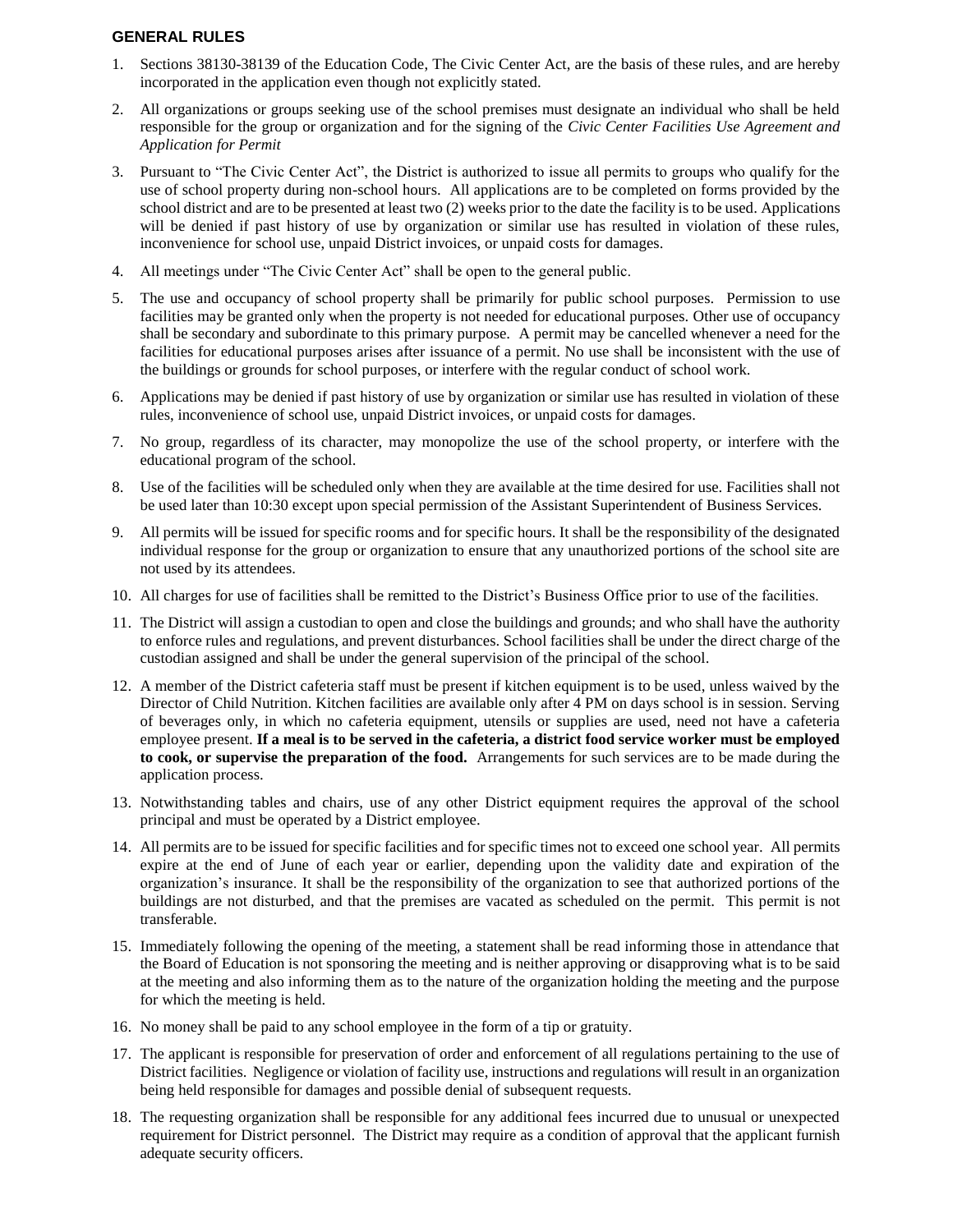## GENERAL RULES

1. Sections 38130-38139 of the Education Code, The Civic Center Act, are the basis of these rules, and are hereby incorporated in the application even though not explicitly stated.
2. All organizations or groups seeking use of the school premises must designate an individual who shall be held responsible for the group or organization and for the signing of the *Civic Center Facilities Use Agreement and Application for Permit*
3. Pursuant to "The Civic Center Act", the District is authorized to issue all permits to groups who qualify for the use of school property during non-school hours. All applications are to be completed on forms provided by the school district and are to be presented at least two (2) weeks prior to the date the facility is to be used. Applications will be denied if past history of use by organization or similar use has resulted in violation of these rules, inconvenience for school use, unpaid District invoices, or unpaid costs for damages.
4. All meetings under "The Civic Center Act" shall be open to the general public.
5. The use and occupancy of school property shall be primarily for public school purposes. Permission to use facilities may be granted only when the property is not needed for educational purposes. Other use of occupancy shall be secondary and subordinate to this primary purpose. A permit may be cancelled whenever a need for the facilities for educational purposes arises after issuance of a permit. No use shall be inconsistent with the use of the buildings or grounds for school purposes, or interfere with the regular conduct of school work.
6. Applications may be denied if past history of use by organization or similar use has resulted in violation of these rules, inconvenience of school use, unpaid District invoices, or unpaid costs for damages.
7. No group, regardless of its character, may monopolize the use of the school property, or interfere with the educational program of the school.
8. Use of the facilities will be scheduled only when they are available at the time desired for use. Facilities shall not be used later than 10:30 except upon special permission of the Assistant Superintendent of Business Services.
9. All permits will be issued for specific rooms and for specific hours. It shall be the responsibility of the designated individual response for the group or organization to ensure that any unauthorized portions of the school site are not used by its attendees.
10. All charges for use of facilities shall be remitted to the District's Business Office prior to use of the facilities.
11. The District will assign a custodian to open and close the buildings and grounds; and who shall have the authority to enforce rules and regulations, and prevent disturbances. School facilities shall be under the direct charge of the custodian assigned and shall be under the general supervision of the principal of the school.
12. A member of the District cafeteria staff must be present if kitchen equipment is to be used, unless waived by the Director of Child Nutrition. Kitchen facilities are available only after 4 PM on days school is in session. Serving of beverages only, in which no cafeteria equipment, utensils or supplies are used, need not have a cafeteria employee present. **If a meal is to be served in the cafeteria, a district food service worker must be employed to cook, or supervise the preparation of the food.** Arrangements for such services are to be made during the application process.
13. Notwithstanding tables and chairs, use of any other District equipment requires the approval of the school principal and must be operated by a District employee.
14. All permits are to be issued for specific facilities and for specific times not to exceed one school year. All permits expire at the end of June of each year or earlier, depending upon the validity date and expiration of the organization's insurance. It shall be the responsibility of the organization to see that authorized portions of the buildings are not disturbed, and that the premises are vacated as scheduled on the permit. This permit is not transferable.
15. Immediately following the opening of the meeting, a statement shall be read informing those in attendance that the Board of Education is not sponsoring the meeting and is neither approving or disapproving what is to be said at the meeting and also informing them as to the nature of the organization holding the meeting and the purpose for which the meeting is held.
16. No money shall be paid to any school employee in the form of a tip or gratuity.
17. The applicant is responsible for preservation of order and enforcement of all regulations pertaining to the use of District facilities. Negligence or violation of facility use, instructions and regulations will result in an organization being held responsible for damages and possible denial of subsequent requests.
18. The requesting organization shall be responsible for any additional fees incurred due to unusual or unexpected requirement for District personnel. The District may require as a condition of approval that the applicant furnish adequate security officers.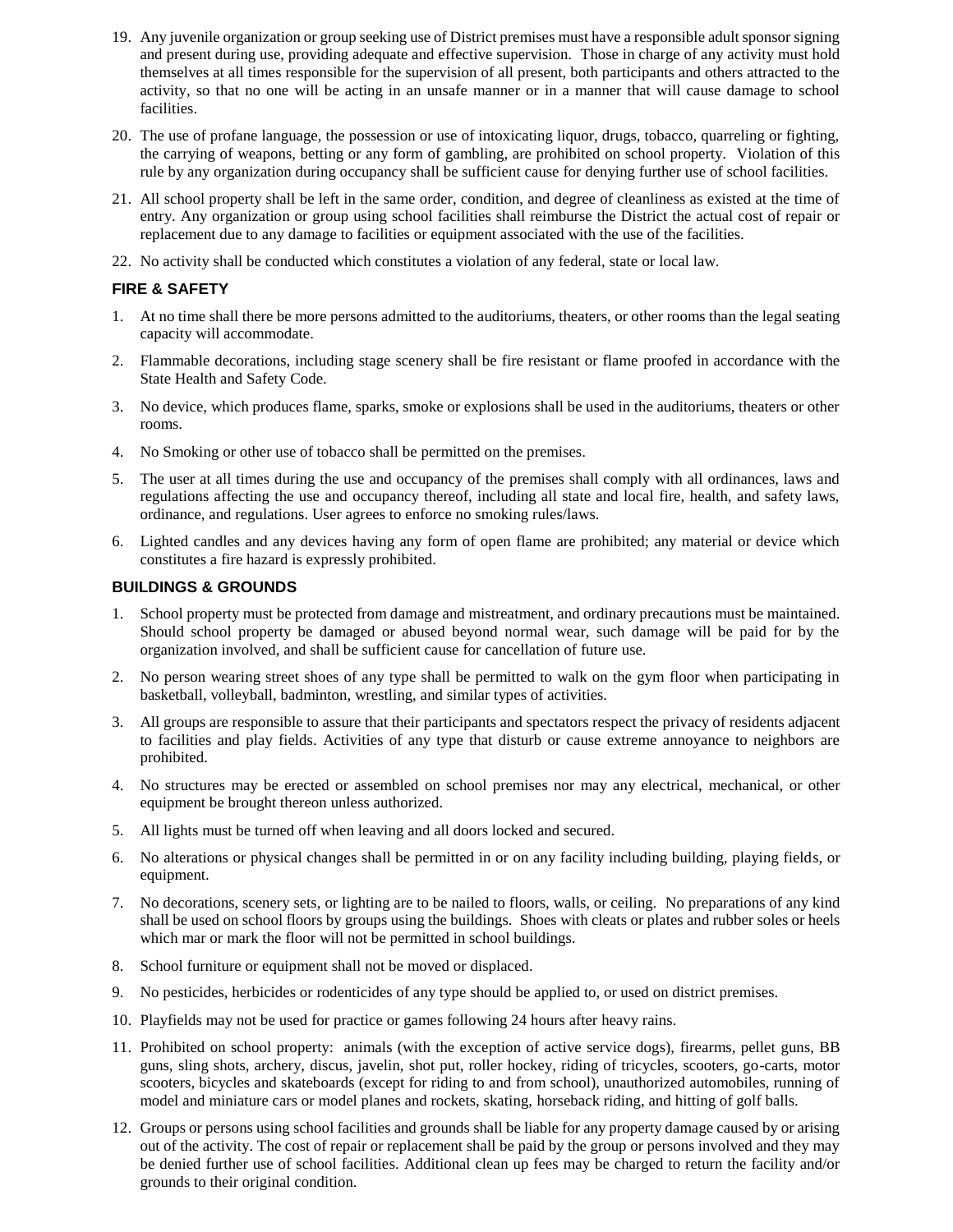19. Any juvenile organization or group seeking use of District premises must have a responsible adult sponsor signing and present during use, providing adequate and effective supervision. Those in charge of any activity must hold themselves at all times responsible for the supervision of all present, both participants and others attracted to the activity, so that no one will be acting in an unsafe manner or in a manner that will cause damage to school facilities.
20. The use of profane language, the possession or use of intoxicating liquor, drugs, tobacco, quarreling or fighting, the carrying of weapons, betting or any form of gambling, are prohibited on school property. Violation of this rule by any organization during occupancy shall be sufficient cause for denying further use of school facilities.
21. All school property shall be left in the same order, condition, and degree of cleanliness as existed at the time of entry. Any organization or group using school facilities shall reimburse the District the actual cost of repair or replacement due to any damage to facilities or equipment associated with the use of the facilities.
22. No activity shall be conducted which constitutes a violation of any federal, state or local law.

### FIRE & SAFETY

1. At no time shall there be more persons admitted to the auditoriums, theaters, or other rooms than the legal seating capacity will accommodate.
2. Flammable decorations, including stage scenery shall be fire resistant or flame proofed in accordance with the State Health and Safety Code.
3. No device, which produces flame, sparks, smoke or explosions shall be used in the auditoriums, theaters or other rooms.
4. No Smoking or other use of tobacco shall be permitted on the premises.
5. The user at all times during the use and occupancy of the premises shall comply with all ordinances, laws and regulations affecting the use and occupancy thereof, including all state and local fire, health, and safety laws, ordinance, and regulations. User agrees to enforce no smoking rules/laws.
6. Lighted candles and any devices having any form of open flame are prohibited; any material or device which constitutes a fire hazard is expressly prohibited.

### BUILDINGS & GROUNDS

1. School property must be protected from damage and mistreatment, and ordinary precautions must be maintained. Should school property be damaged or abused beyond normal wear, such damage will be paid for by the organization involved, and shall be sufficient cause for cancellation of future use.
2. No person wearing street shoes of any type shall be permitted to walk on the gym floor when participating in basketball, volleyball, badminton, wrestling, and similar types of activities.
3. All groups are responsible to assure that their participants and spectators respect the privacy of residents adjacent to facilities and play fields. Activities of any type that disturb or cause extreme annoyance to neighbors are prohibited.
4. No structures may be erected or assembled on school premises nor may any electrical, mechanical, or other equipment be brought thereon unless authorized.
5. All lights must be turned off when leaving and all doors locked and secured.
6. No alterations or physical changes shall be permitted in or on any facility including building, playing fields, or equipment.
7. No decorations, scenery sets, or lighting are to be nailed to floors, walls, or ceiling. No preparations of any kind shall be used on school floors by groups using the buildings. Shoes with cleats or plates and rubber soles or heels which mar or mark the floor will not be permitted in school buildings.
8. School furniture or equipment shall not be moved or displaced.
9. No pesticides, herbicides or rodenticides of any type should be applied to, or used on district premises.
10. Playfields may not be used for practice or games following 24 hours after heavy rains.
11. Prohibited on school property: animals (with the exception of active service dogs), firearms, pellet guns, BB guns, sling shots, archery, discus, javelin, shot put, roller hockey, riding of tricycles, scooters, go-carts, motor scooters, bicycles and skateboards (except for riding to and from school), unauthorized automobiles, running of model and miniature cars or model planes and rockets, skating, horseback riding, and hitting of golf balls.
12. Groups or persons using school facilities and grounds shall be liable for any property damage caused by or arising out of the activity. The cost of repair or replacement shall be paid by the group or persons involved and they may be denied further use of school facilities. Additional clean up fees may be charged to return the facility and/or grounds to their original condition.